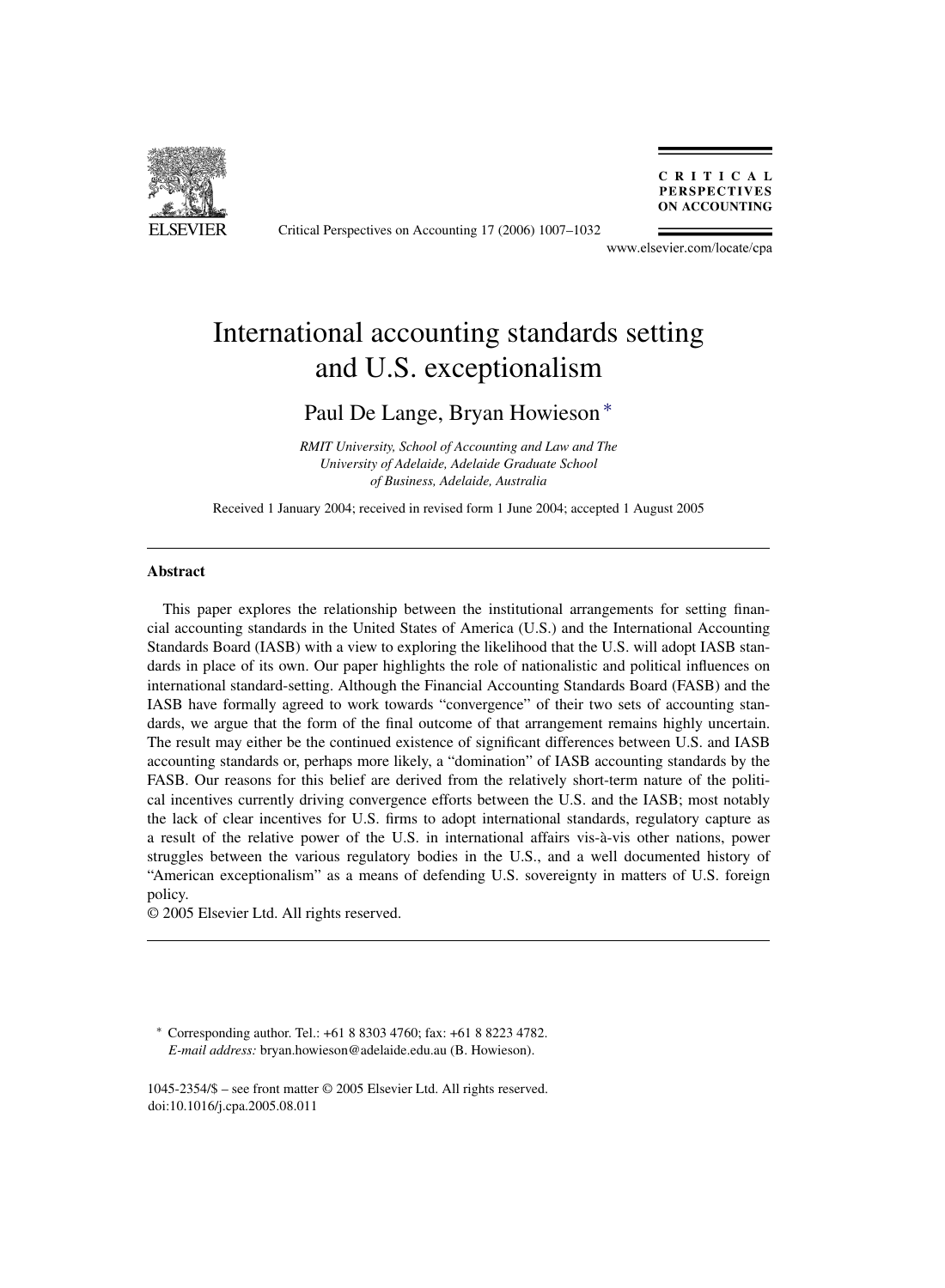# International accounting standards setting and U.S. exceptionalism

Paul De Lange, Bryan Howieson [*]

*RMIT University, School of Accounting and Law and The University of Adelaide, Adelaide Graduate School of Business, Adelaide, Australia*

Received 1 January 2004; received in revised form 1 June 2004; accepted 1 August 2005

---

### Abstract

This paper explores the relationship between the institutional arrangements for setting financial accounting standards in the United States of America (U.S.) and the International Accounting Standards Board (IASB) with a view to exploring the likelihood that the U.S. will adopt IASB standards in place of its own. Our paper highlights the role of nationalistic and political influences on international standard-setting. Although the Financial Accounting Standards Board (FASB) and the IASB have formally agreed to work towards "convergence" of their two sets of accounting standards, we argue that the form of the final outcome of that arrangement remains highly uncertain. The result may either be the continued existence of significant differences between U.S. and IASB accounting standards or, perhaps more likely, a "domination" of IASB accounting standards by the FASB. Our reasons for this belief are derived from the relatively short-term nature of the political incentives currently driving convergence efforts between the U.S. and the IASB; most notably the lack of clear incentives for U.S. firms to adopt international standards, regulatory capture as a result of the relative power of the U.S. in international affairs vis-à-vis other nations, power struggles between the various regulatory bodies in the U.S., and a well documented history of "American exceptionalism" as a means of defending U.S. sovereignty in matters of U.S. foreign policy.

© 2005 Elsevier Ltd. All rights reserved.

---

[*] Corresponding author. Tel.: +61 8 8303 4760; fax: +61 8 8223 4782.
*E-mail address:* bryan.howieson@adelaide.edu.au (B. Howieson).

1045-2354/$ – see front matter © 2005 Elsevier Ltd. All rights reserved.
doi:10.1016/j.cpa.2005.08.011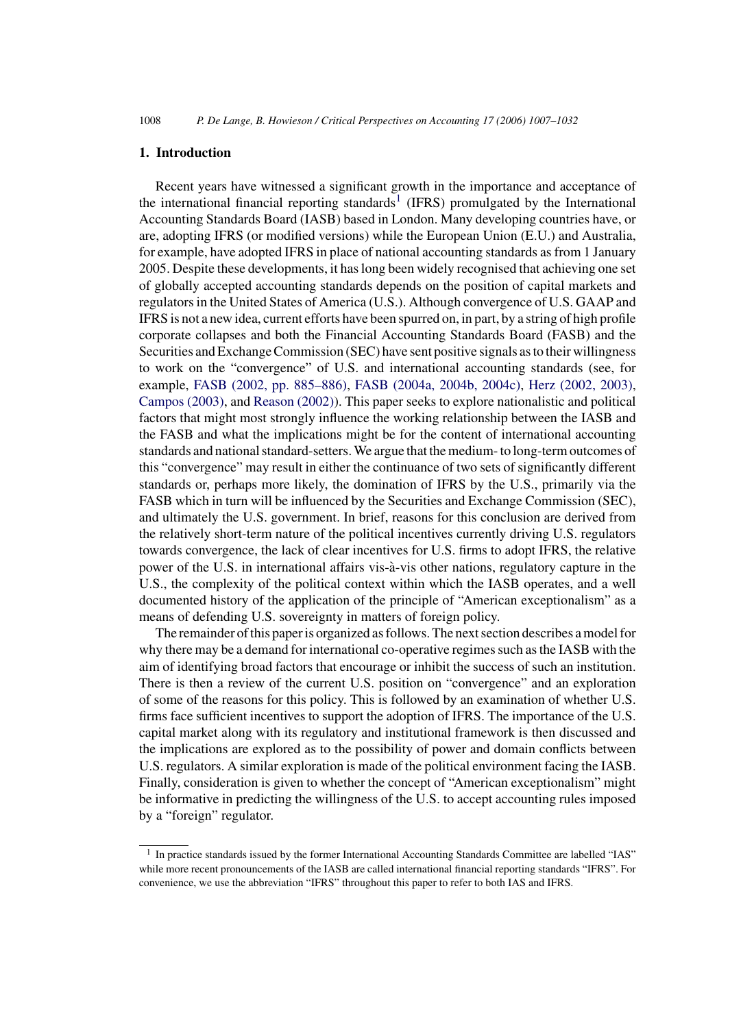## 1. Introduction

Recent years have witnessed a significant growth in the importance and acceptance of the international financial reporting standards[1] (IFRS) promulgated by the International Accounting Standards Board (IASB) based in London. Many developing countries have, or are, adopting IFRS (or modified versions) while the European Union (E.U.) and Australia, for example, have adopted IFRS in place of national accounting standards as from 1 January 2005. Despite these developments, it has long been widely recognised that achieving one set of globally accepted accounting standards depends on the position of capital markets and regulators in the United States of America (U.S.). Although convergence of U.S. GAAP and IFRS is not a new idea, current efforts have been spurred on, in part, by a string of high profile corporate collapses and both the Financial Accounting Standards Board (FASB) and the Securities and Exchange Commission (SEC) have sent positive signals as to their willingness to work on the "convergence" of U.S. and international accounting standards (see, for example, FASB (2002, pp. 885–886), FASB (2004a, 2004b, 2004c), Herz (2002, 2003), Campos (2003), and Reason (2002)). This paper seeks to explore nationalistic and political factors that might most strongly influence the working relationship between the IASB and the FASB and what the implications might be for the content of international accounting standards and national standard-setters. We argue that the medium- to long-term outcomes of this "convergence" may result in either the continuance of two sets of significantly different standards or, perhaps more likely, the domination of IFRS by the U.S., primarily via the FASB which in turn will be influenced by the Securities and Exchange Commission (SEC), and ultimately the U.S. government. In brief, reasons for this conclusion are derived from the relatively short-term nature of the political incentives currently driving U.S. regulators towards convergence, the lack of clear incentives for U.S. firms to adopt IFRS, the relative power of the U.S. in international affairs vis-à-vis other nations, regulatory capture in the U.S., the complexity of the political context within which the IASB operates, and a well documented history of the application of the principle of "American exceptionalism" as a means of defending U.S. sovereignty in matters of foreign policy.

The remainder of this paper is organized as follows. The next section describes a model for why there may be a demand for international co-operative regimes such as the IASB with the aim of identifying broad factors that encourage or inhibit the success of such an institution. There is then a review of the current U.S. position on "convergence" and an exploration of some of the reasons for this policy. This is followed by an examination of whether U.S. firms face sufficient incentives to support the adoption of IFRS. The importance of the U.S. capital market along with its regulatory and institutional framework is then discussed and the implications are explored as to the possibility of power and domain conflicts between U.S. regulators. A similar exploration is made of the political environment facing the IASB. Finally, consideration is given to whether the concept of "American exceptionalism" might be informative in predicting the willingness of the U.S. to accept accounting rules imposed by a "foreign" regulator.

[1] In practice standards issued by the former International Accounting Standards Committee are labelled "IAS" while more recent pronouncements of the IASB are called international financial reporting standards "IFRS". For convenience, we use the abbreviation "IFRS" throughout this paper to refer to both IAS and IFRS.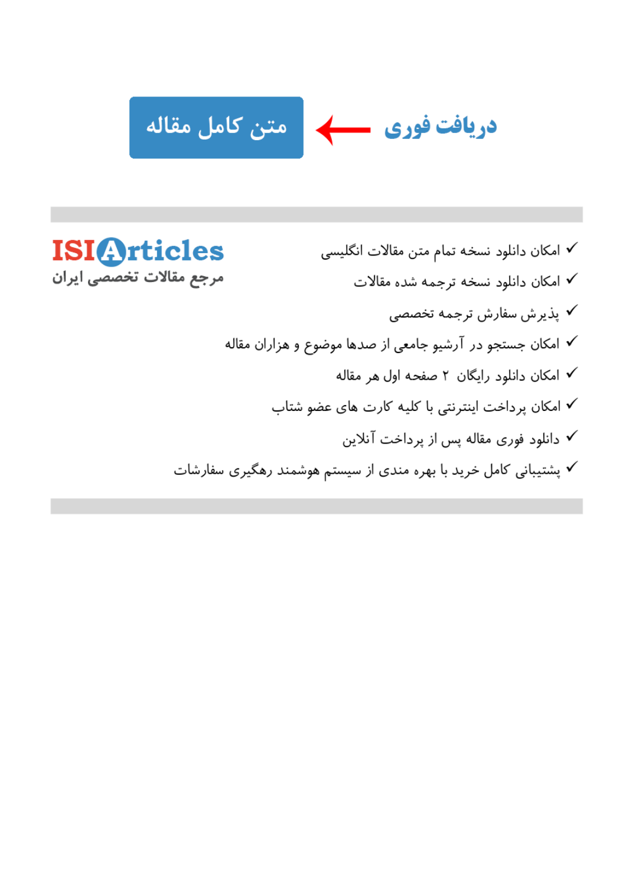دریافت فوری ← **متن کامل مقاله**

**ISIArticles**
مرجع مقالات تخصصی ایران

- ✓ امکان دانلود نسخه تمام متن مقالات انگلیسی
- ✓ امکان دانلود نسخه ترجمه شده مقالات
- ✓ پذیرش سفارش ترجمه تخصصی
- ✓ امکان جستجو در آرشیو جامعی از صدها موضوع و هزاران مقاله
- ✓ امکان دانلود رایگان ۲ صفحه اول هر مقاله
- ✓ امکان پرداخت اینترنتی با کلیه کارت های عضو شتاب
- ✓ دانلود فوری مقاله پس از پرداخت آنلاین
- ✓ پشتیبانی کامل خرید با بهره مندی از سیستم هوشمند رهگیری سفارشات